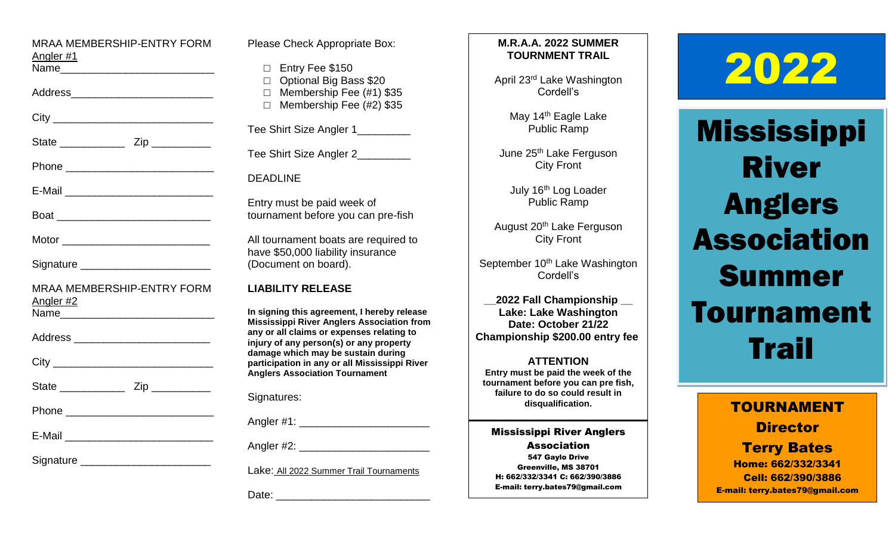MRAA MEMBERSHIP-ENTRY FORM

Angler #1

Name_________________________

Address_______________________

City __________________________

State ___________ Zip __________

Phone ________________________

E-Mail ________________________

Boat _________________________

Motor ________________________

Signature _____________________

MRAA MEMBERSHIP-ENTRY FORM

Angler #2

Name_________________________

Address ______________________

City __________________________

State ___________ Zip __________

Phone ________________________

E-Mail ________________________

Signature _____________________

Please Check Appropriate Box:

- □ Entry Fee $150
- □ Optional Big Bass $20
- □ Membership Fee (#1) $35
- □ Membership Fee (#2) $35

Tee Shirt Size Angler 1_________

Tee Shirt Size Angler 2_________

DEADLINE

Entry must be paid week of tournament before you can pre-fish

All tournament boats are required to have $50,000 liability insurance (Document on board).

**LIABILITY RELEASE**

**In signing this agreement, I hereby release Mississippi River Anglers Association from any or all claims or expenses relating to injury of any person(s) or any property damage which may be sustain during participation in any or all Mississippi River Anglers Association Tournament**

Signatures:

Angler #1: _____________________

Angler #2: _____________________

Lake: All 2022 Summer Trail Tournaments

Date: _________________________

**M.R.A.A. 2022 SUMMER TOURNMENT TRAIL**

April 23rd Lake Washington Cordell's

May 14th Eagle Lake Public Ramp

June 25th Lake Ferguson City Front

July 16th Log Loader Public Ramp

August 20th Lake Ferguson City Front

September 10th Lake Washington Cordell's

**__2022 Fall Championship __**
**Lake: Lake Washington**
**Date: October 21/22**
**Championship $200.00 entry fee**

**ATTENTION**

**Entry must be paid the week of the tournament before you can pre fish, failure to do so could result in disqualification.**

**Mississippi River Anglers Association**
**547 Gaylo Drive**
**Greenville, MS 38701**
**H: 662/332/3341 C: 662/390/3886**
**E-mail: terry.bates79@gmail.com**

# 2022

# Mississippi River Anglers Association Summer Tournament Trail

**TOURNAMENT Director**
**Terry Bates**
**Home: 662/332/3341**
**Cell: 662/390/3886**
**E-mail: terry.bates79@gmail.com**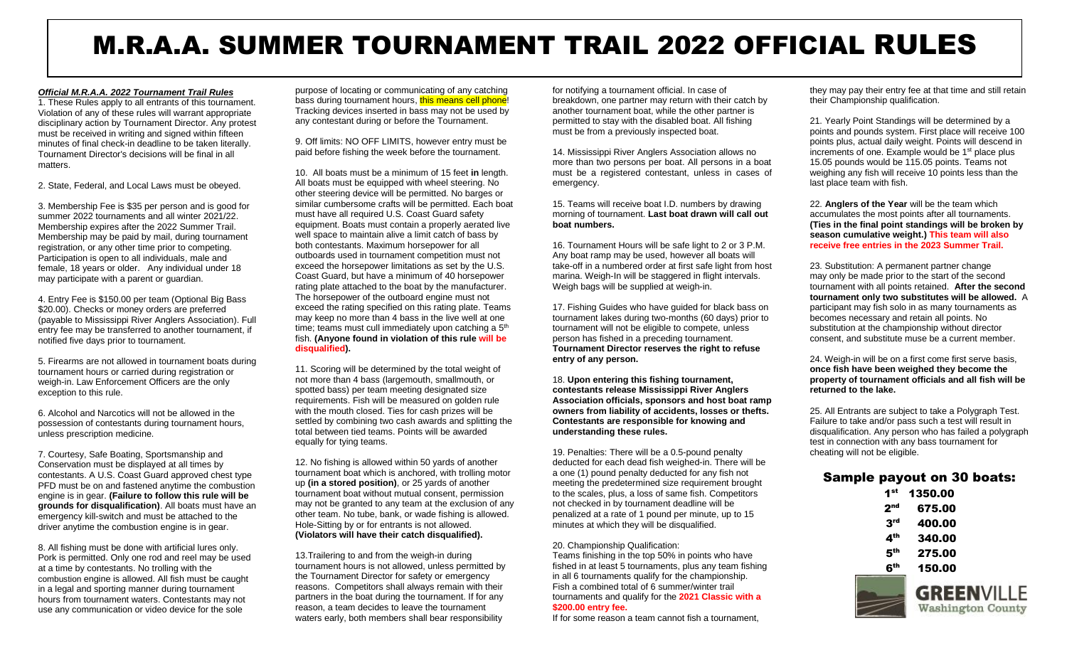# M.R.A.A. SUMMER TOURNAMENT TRAIL 2022 OFFICIAL RULES

***Official M.R.A.A. 2022 Tournament Trail Rules***

1. These Rules apply to all entrants of this tournament. Violation of any of these rules will warrant appropriate disciplinary action by Tournament Director. Any protest must be received in writing and signed within fifteen minutes of final check-in deadline to be taken literally. Tournament Director's decisions will be final in all matters.

2. State, Federal, and Local Laws must be obeyed.

3. Membership Fee is $35 per person and is good for summer 2022 tournaments and all winter 2021/22. Membership expires after the 2022 Summer Trail. Membership may be paid by mail, during tournament registration, or any other time prior to competing. Participation is open to all individuals, male and female, 18 years or older. Any individual under 18 may participate with a parent or guardian.

4. Entry Fee is $150.00 per team (Optional Big Bass $20.00). Checks or money orders are preferred (payable to Mississippi River Anglers Association). Full entry fee may be transferred to another tournament, if notified five days prior to tournament.

5. Firearms are not allowed in tournament boats during tournament hours or carried during registration or weigh-in. Law Enforcement Officers are the only exception to this rule.

6. Alcohol and Narcotics will not be allowed in the possession of contestants during tournament hours, unless prescription medicine.

7. Courtesy, Safe Boating, Sportsmanship and Conservation must be displayed at all times by contestants. A U.S. Coast Guard approved chest type PFD must be on and fastened anytime the combustion engine is in gear. **(Failure to follow this rule will be grounds for disqualification)**. All boats must have an emergency kill-switch and must be attached to the driver anytime the combustion engine is in gear.

8. All fishing must be done with artificial lures only. Pork is permitted. Only one rod and reel may be used at a time by contestants. No trolling with the combustion engine is allowed. All fish must be caught in a legal and sporting manner during tournament hours from tournament waters. Contestants may not use any communication or video device for the sole purpose of locating or communicating of any catching bass during tournament hours, this means cell phone! Tracking devices inserted in bass may not be used by any contestant during or before the Tournament.

9. Off limits: NO OFF LIMITS, however entry must be paid before fishing the week before the tournament.

10. All boats must be a minimum of 15 feet **in** length. All boats must be equipped with wheel steering. No other steering device will be permitted. No barges or similar cumbersome crafts will be permitted. Each boat must have all required U.S. Coast Guard safety equipment. Boats must contain a properly aerated live well space to maintain alive a limit catch of bass by both contestants. Maximum horsepower for all outboards used in tournament competition must not exceed the horsepower limitations as set by the U.S. Coast Guard, but have a minimum of 40 horsepower rating plate attached to the boat by the manufacturer. The horsepower of the outboard engine must not exceed the rating specified on this rating plate. Teams may keep no more than 4 bass in the live well at one time; teams must cull immediately upon catching a 5th fish. **(Anyone found in violation of this rule will be disqualified).**

11. Scoring will be determined by the total weight of not more than 4 bass (largemouth, smallmouth, or spotted bass) per team meeting designated size requirements. Fish will be measured on golden rule with the mouth closed. Ties for cash prizes will be settled by combining two cash awards and splitting the total between tied teams. Points will be awarded equally for tying teams.

12. No fishing is allowed within 50 yards of another tournament boat which is anchored, with trolling motor up **(in a stored position)**, or 25 yards of another tournament boat without mutual consent, permission may not be granted to any team at the exclusion of any other team. No tube, bank, or wade fishing is allowed. Hole-Sitting by or for entrants is not allowed. **(Violators will have their catch disqualified).**

13. Trailering to and from the weigh-in during tournament hours is not allowed, unless permitted by the Tournament Director for safety or emergency reasons. Competitors shall always remain with their partners in the boat during the tournament. If for any reason, a team decides to leave the tournament waters early, both members shall bear responsibility for notifying a tournament official. In case of breakdown, one partner may return with their catch by another tournament boat, while the other partner is permitted to stay with the disabled boat. All fishing must be from a previously inspected boat.

14. Mississippi River Anglers Association allows no more than two persons per boat. All persons in a boat must be a registered contestant, unless in cases of emergency.

15. Teams will receive boat I.D. numbers by drawing morning of tournament. **Last boat drawn will call out boat numbers.**

16. Tournament Hours will be safe light to 2 or 3 P.M. Any boat ramp may be used, however all boats will take-off in a numbered order at first safe light from host marina. Weigh-In will be staggered in flight intervals. Weigh bags will be supplied at weigh-in.

17. Fishing Guides who have guided for black bass on tournament lakes during two-months (60 days) prior to tournament will not be eligible to compete, unless person has fished in a preceding tournament. **Tournament Director reserves the right to refuse entry of any person.**

18. **Upon entering this fishing tournament, contestants release Mississippi River Anglers Association officials, sponsors and host boat ramp owners from liability of accidents, losses or thefts. Contestants are responsible for knowing and understanding these rules.**

19. Penalties: There will be a 0.5-pound penalty deducted for each dead fish weighed-in. There will be a one (1) pound penalty deducted for any fish not meeting the predetermined size requirement brought to the scales, plus, a loss of same fish. Competitors not checked in by tournament deadline will be penalized at a rate of 1 pound per minute, up to 15 minutes at which they will be disqualified.

20. Championship Qualification:
Teams finishing in the top 50% in points who have fished in at least 5 tournaments, plus any team fishing in all 6 tournaments qualify for the championship. Fish a combined total of 6 summer/winter trail tournaments and qualify for the **2021 Classic with a $200.00 entry fee.**
If for some reason a team cannot fish a tournament, they may pay their entry fee at that time and still retain their Championship qualification.

21. Yearly Point Standings will be determined by a points and pounds system. First place will receive 100 points plus, actual daily weight. Points will descend in increments of one. Example would be 1st place plus 15.05 pounds would be 115.05 points. Teams not weighing any fish will receive 10 points less than the last place team with fish.

22. **Anglers of the Year** will be the team which accumulates the most points after all tournaments. **(Ties in the final point standings will be broken by season cumulative weight.) This team will also receive free entries in the 2023 Summer Trail.**

23. Substitution: A permanent partner change may only be made prior to the start of the second tournament with all points retained. **After the second tournament only two substitutes will be allowed.** A participant may fish solo in as many tournaments as becomes necessary and retain all points. No substitution at the championship without director consent, and substitute must be a current member.

24. Weigh-in will be on a first come first serve basis, **once fish have been weighed they become the property of tournament officials and all fish will be returned to the lake.**

25. All Entrants are subject to take a Polygraph Test. Failure to take and/or pass such a test will result in disqualification. Any person who has failed a polygraph test in connection with any bass tournament for cheating will not be eligible.

## Sample payout on 30 boats:

| | |
|---|---|
| 1st | 1350.00 |
| 2nd | 675.00 |
| 3rd | 400.00 |
| 4th | 340.00 |
| 5th | 275.00 |
| 6th | 150.00 |

GREENVILLE
Washington County